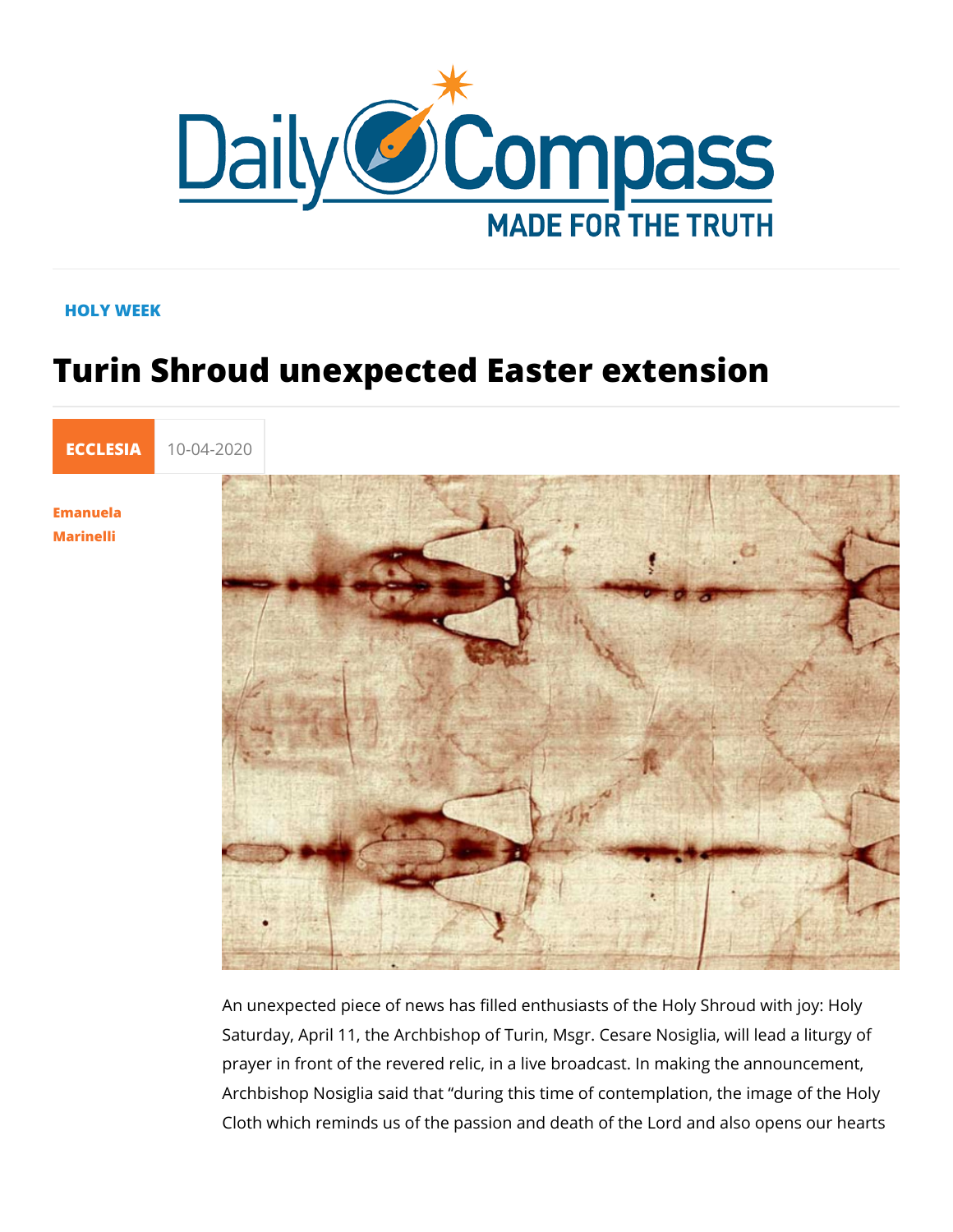HOLY WEEK

# Turin Shroud unexpected Easter extension

ECCLESIA 10-04-2020

Emanuela Marinelli

An unexpected piece of news has filled enthusiasts of the Holy Shroud with joy: Holy Saturday, April 11, the Archbishop of Turin, Msgr. Cesare Nosiglia, will lead a liturgy of prayer in front of the revered relic, in a live broadcast. In making the announcement, Archbishop Nosiglia said that "during this time of contemplation, the image of the Holy Cloth which reminds us of the passion and death of the Lord and also opens our hearts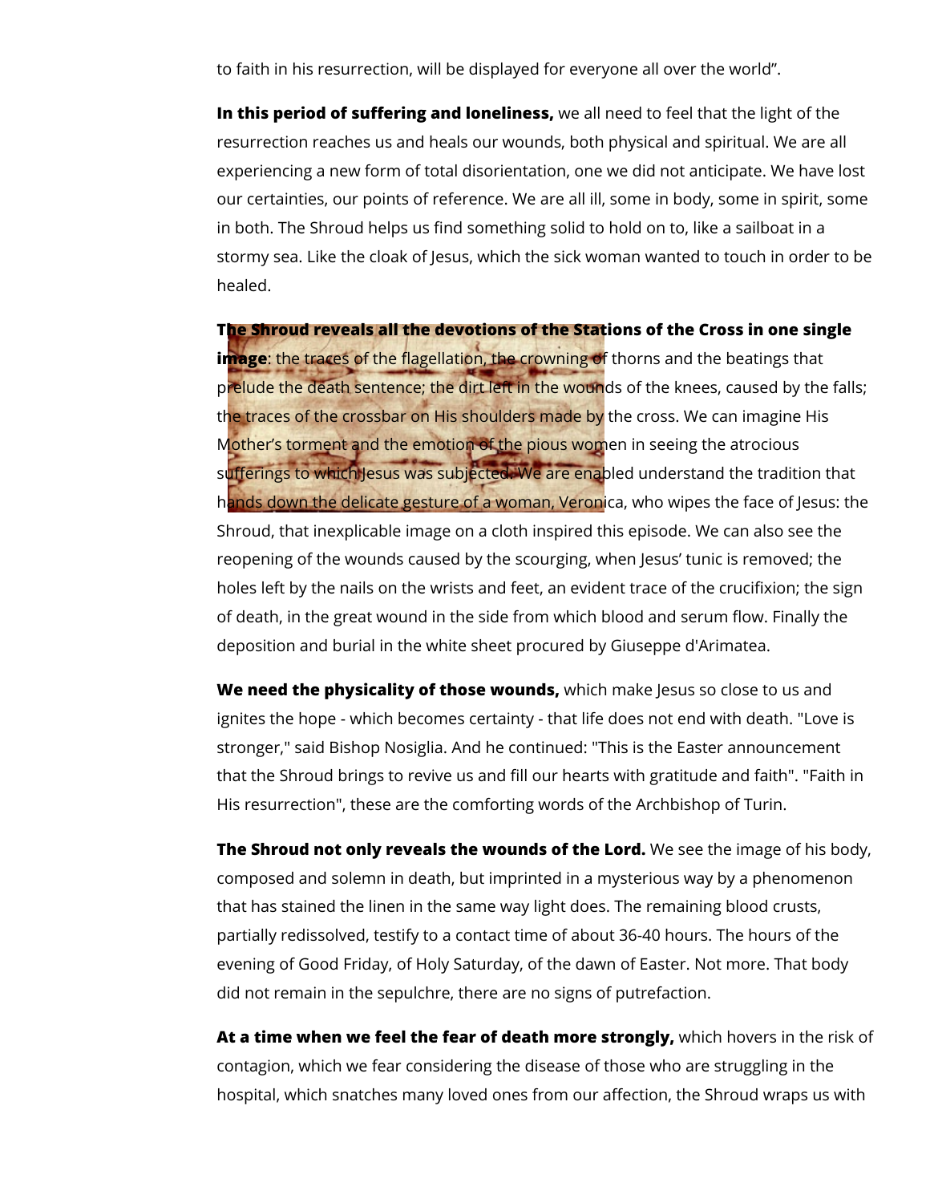to faith in his resurrection, will be displayed for everyone all over the world”.

**In this period of suffering and loneliness,** we all need to feel that the light of the resurrection reaches us and heals our wounds, both physical and spiritual. We are all experiencing a new form of total disorientation, one we did not anticipate. We have lost our certainties, our points of reference. We are all ill, some in body, some in spirit, some in both. The Shroud helps us find something solid to hold on to, like a sailboat in a stormy sea. Like the cloak of Jesus, which the sick woman wanted to touch in order to be healed.

**The Shroud reveals all the devotions of the Stations of the Cross in one single image**: the traces of the flagellation, the crowning of thorns and the beatings that prelude the death sentence; the dirt left in the wounds of the knees, caused by the falls; the traces of the crossbar on His shoulders made by the cross. We can imagine His Mother’s torment and the emotion of the pious women in seeing the atrocious sufferings to which Jesus was subjected. We are enabled understand the tradition that hands down the delicate gesture of a woman, Veronica, who wipes the face of Jesus: the Shroud, that inexplicable image on a cloth inspired this episode. We can also see the reopening of the wounds caused by the scourging, when Jesus’ tunic is removed; the holes left by the nails on the wrists and feet, an evident trace of the crucifixion; the sign of death, in the great wound in the side from which blood and serum flow. Finally the deposition and burial in the white sheet procured by Giuseppe d'Arimatea.

**We need the physicality of those wounds,** which make Jesus so close to us and ignites the hope - which becomes certainty - that life does not end with death. "Love is stronger," said Bishop Nosiglia. And he continued: "This is the Easter announcement that the Shroud brings to revive us and fill our hearts with gratitude and faith". "Faith in His resurrection", these are the comforting words of the Archbishop of Turin.

**The Shroud not only reveals the wounds of the Lord.** We see the image of his body, composed and solemn in death, but imprinted in a mysterious way by a phenomenon that has stained the linen in the same way light does. The remaining blood crusts, partially redissolved, testify to a contact time of about 36-40 hours. The hours of the evening of Good Friday, of Holy Saturday, of the dawn of Easter. Not more. That body did not remain in the sepulchre, there are no signs of putrefaction.

**At a time when we feel the fear of death more strongly,** which hovers in the risk of contagion, which we fear considering the disease of those who are struggling in the hospital, which snatches many loved ones from our affection, the Shroud wraps us with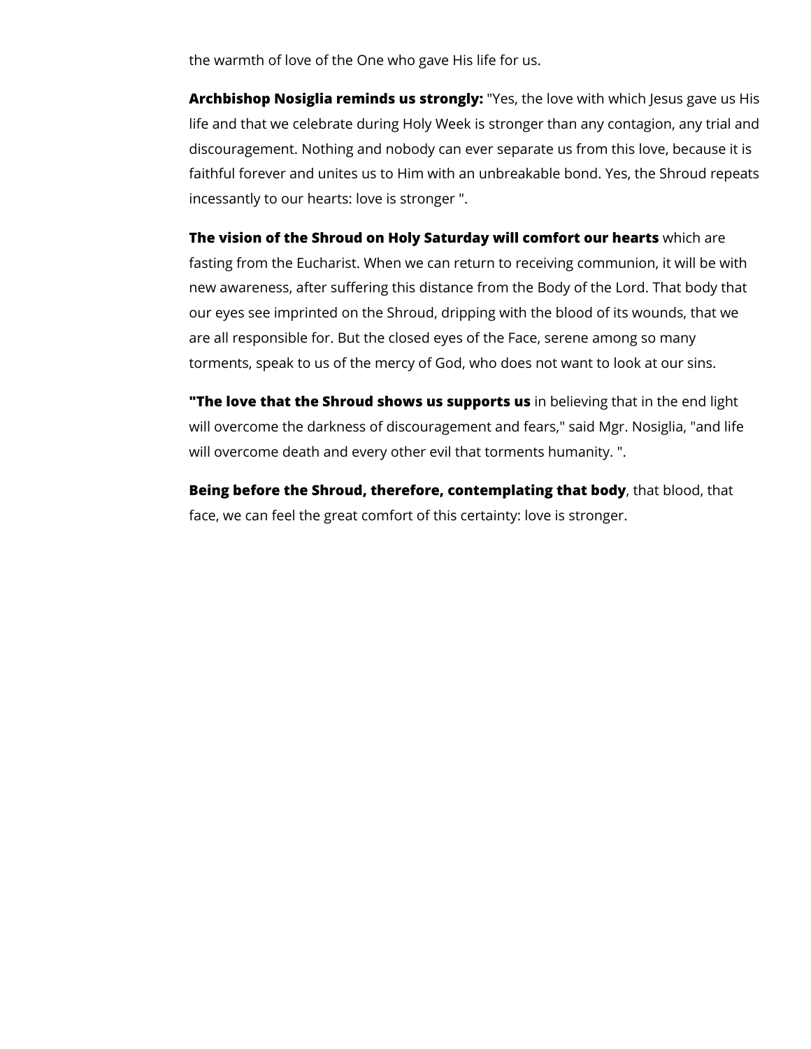the warmth of love of the One who gave His life for us.

**Archbishop Nosiglia reminds us strongly:** "Yes, the love with which Jesus gave us His life and that we celebrate during Holy Week is stronger than any contagion, any trial and discouragement. Nothing and nobody can ever separate us from this love, because it is faithful forever and unites us to Him with an unbreakable bond. Yes, the Shroud repeats incessantly to our hearts: love is stronger ".

**The vision of the Shroud on Holy Saturday will comfort our hearts** which are fasting from the Eucharist. When we can return to receiving communion, it will be with new awareness, after suffering this distance from the Body of the Lord. That body that our eyes see imprinted on the Shroud, dripping with the blood of its wounds, that we are all responsible for. But the closed eyes of the Face, serene among so many torments, speak to us of the mercy of God, who does not want to look at our sins.

**"The love that the Shroud shows us supports us** in believing that in the end light will overcome the darkness of discouragement and fears," said Mgr. Nosiglia, "and life will overcome death and every other evil that torments humanity. ".

**Being before the Shroud, therefore, contemplating that body**, that blood, that face, we can feel the great comfort of this certainty: love is stronger.